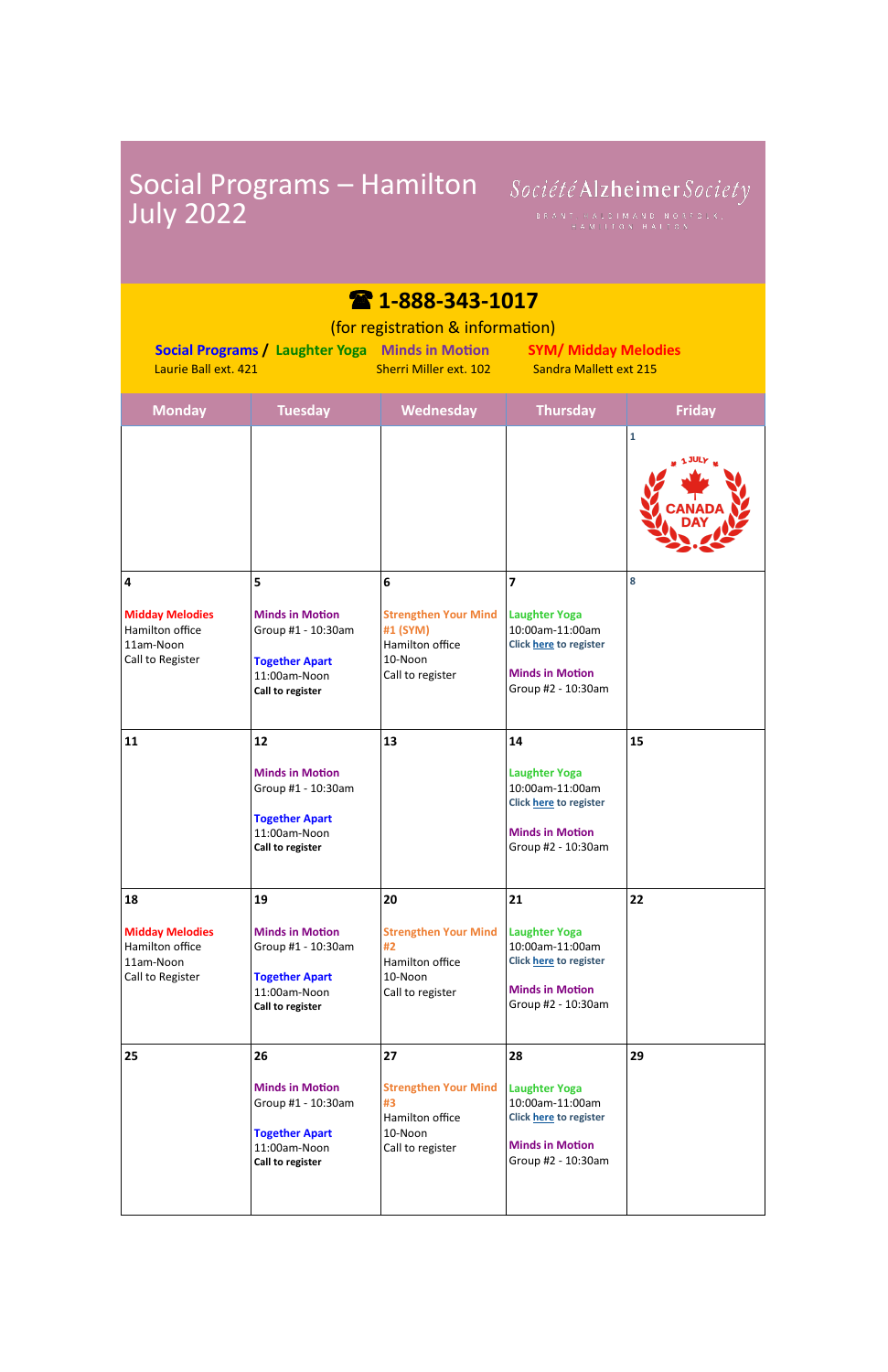# Social Programs – Hamilton July 2022

Société Alzheimer Society
BRANT, HALDIMAND NORFOLK, HAMILTON HALTON

## ☎ 1-888-343-1017

(for registration & information)

**Social Programs / Laughter Yoga** – Laurie Ball ext. 421
**Minds in Motion** – Sherri Miller ext. 102
**SYM/ Midday Melodies** – Sandra Mallett ext 215

| Monday | Tuesday | Wednesday | Thursday | Friday |
|---|---|---|---|---|
| | | | | 1<br>1 JULY CANADA DAY |
| 4<br>**Midday Melodies**<br>Hamilton office<br>11am-Noon<br>Call to Register | 5<br>**Minds in Motion**<br>Group #1 - 10:30am<br><br>**Together Apart**<br>11:00am-Noon<br>**Call to register** | 6<br>**Strengthen Your Mind #1 (SYM)**<br>Hamilton office<br>10-Noon<br>Call to register | 7<br>**Laughter Yoga**<br>10:00am-11:00am<br>Click here to register<br><br>**Minds in Motion**<br>Group #2 - 10:30am | 8 |
| 11 | 12<br>**Minds in Motion**<br>Group #1 - 10:30am<br><br>**Together Apart**<br>11:00am-Noon<br>**Call to register** | 13 | 14<br>**Laughter Yoga**<br>10:00am-11:00am<br>Click here to register<br><br>**Minds in Motion**<br>Group #2 - 10:30am | 15 |
| 18<br>**Midday Melodies**<br>Hamilton office<br>11am-Noon<br>Call to Register | 19<br>**Minds in Motion**<br>Group #1 - 10:30am<br><br>**Together Apart**<br>11:00am-Noon<br>**Call to register** | 20<br>**Strengthen Your Mind #2**<br>Hamilton office<br>10-Noon<br>Call to register | 21<br>**Laughter Yoga**<br>10:00am-11:00am<br>Click here to register<br><br>**Minds in Motion**<br>Group #2 - 10:30am | 22 |
| 25 | 26<br>**Minds in Motion**<br>Group #1 - 10:30am<br><br>**Together Apart**<br>11:00am-Noon<br>**Call to register** | 27<br>**Strengthen Your Mind #3**<br>Hamilton office<br>10-Noon<br>Call to register | 28<br>**Laughter Yoga**<br>10:00am-11:00am<br>Click here to register<br><br>**Minds in Motion**<br>Group #2 - 10:30am | 29 |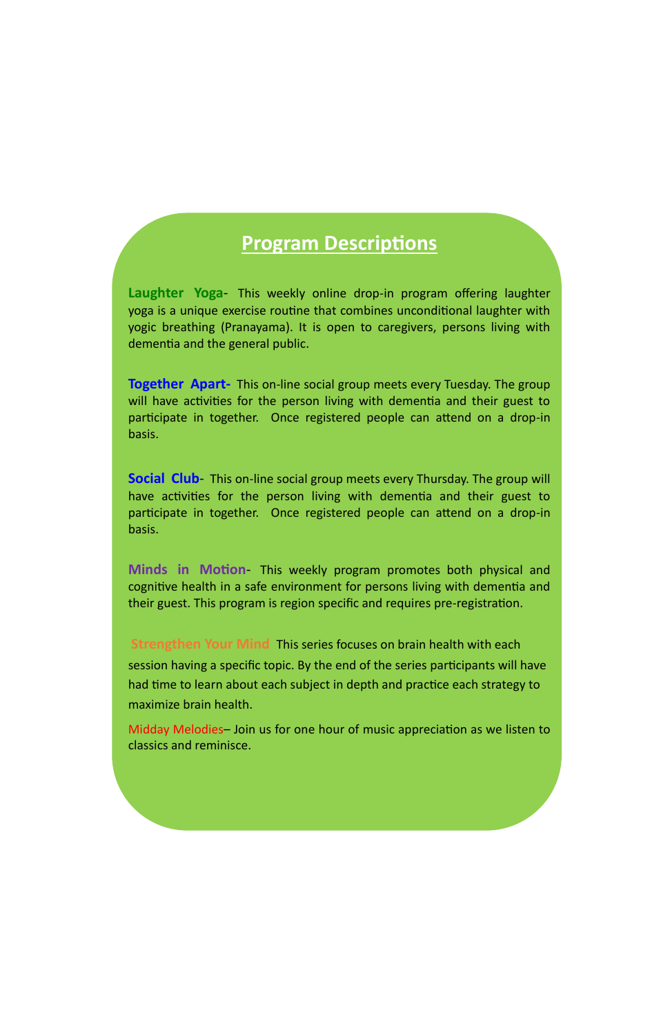## Program Descriptions

**Laughter Yoga**- This weekly online drop-in program offering laughter yoga is a unique exercise routine that combines unconditional laughter with yogic breathing (Pranayama). It is open to caregivers, persons living with dementia and the general public.

**Together Apart-** This on-line social group meets every Tuesday. The group will have activities for the person living with dementia and their guest to participate in together. Once registered people can attend on a drop-in basis.

**Social Club**- This on-line social group meets every Thursday. The group will have activities for the person living with dementia and their guest to participate in together. Once registered people can attend on a drop-in basis.

**Minds in Motion**- This weekly program promotes both physical and cognitive health in a safe environment for persons living with dementia and their guest. This program is region specific and requires pre-registration.

Strengthen Your Mind This series focuses on brain health with each session having a specific topic. By the end of the series participants will have had time to learn about each subject in depth and practice each strategy to maximize brain health.

Midday Melodies– Join us for one hour of music appreciation as we listen to classics and reminisce.